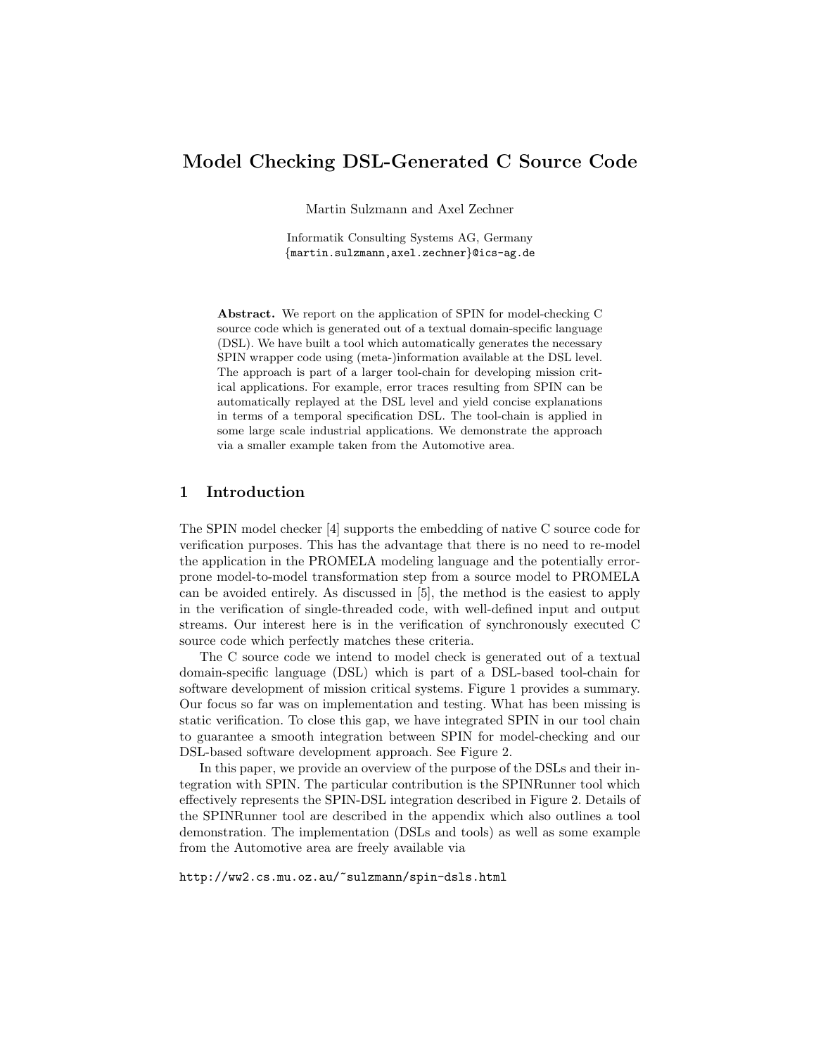# Model Checking DSL-Generated C Source Code

Martin Sulzmann and Axel Zechner

Informatik Consulting Systems AG, Germany
{martin.sulzmann,axel.zechner}@ics-ag.de

**Abstract.** We report on the application of SPIN for model-checking C source code which is generated out of a textual domain-specific language (DSL). We have built a tool which automatically generates the necessary SPIN wrapper code using (meta-)information available at the DSL level. The approach is part of a larger tool-chain for developing mission critical applications. For example, error traces resulting from SPIN can be automatically replayed at the DSL level and yield concise explanations in terms of a temporal specification DSL. The tool-chain is applied in some large scale industrial applications. We demonstrate the approach via a smaller example taken from the Automotive area.

## 1 Introduction

The SPIN model checker [4] supports the embedding of native C source code for verification purposes. This has the advantage that there is no need to re-model the application in the PROMELA modeling language and the potentially error-prone model-to-model transformation step from a source model to PROMELA can be avoided entirely. As discussed in [5], the method is the easiest to apply in the verification of single-threaded code, with well-defined input and output streams. Our interest here is in the verification of synchronously executed C source code which perfectly matches these criteria.

The C source code we intend to model check is generated out of a textual domain-specific language (DSL) which is part of a DSL-based tool-chain for software development of mission critical systems. Figure 1 provides a summary. Our focus so far was on implementation and testing. What has been missing is static verification. To close this gap, we have integrated SPIN in our tool chain to guarantee a smooth integration between SPIN for model-checking and our DSL-based software development approach. See Figure 2.

In this paper, we provide an overview of the purpose of the DSLs and their integration with SPIN. The particular contribution is the SPINRunner tool which effectively represents the SPIN-DSL integration described in Figure 2. Details of the SPINRunner tool are described in the appendix which also outlines a tool demonstration. The implementation (DSLs and tools) as well as some example from the Automotive area are freely available via

http://ww2.cs.mu.oz.au/~sulzmann/spin-dsls.html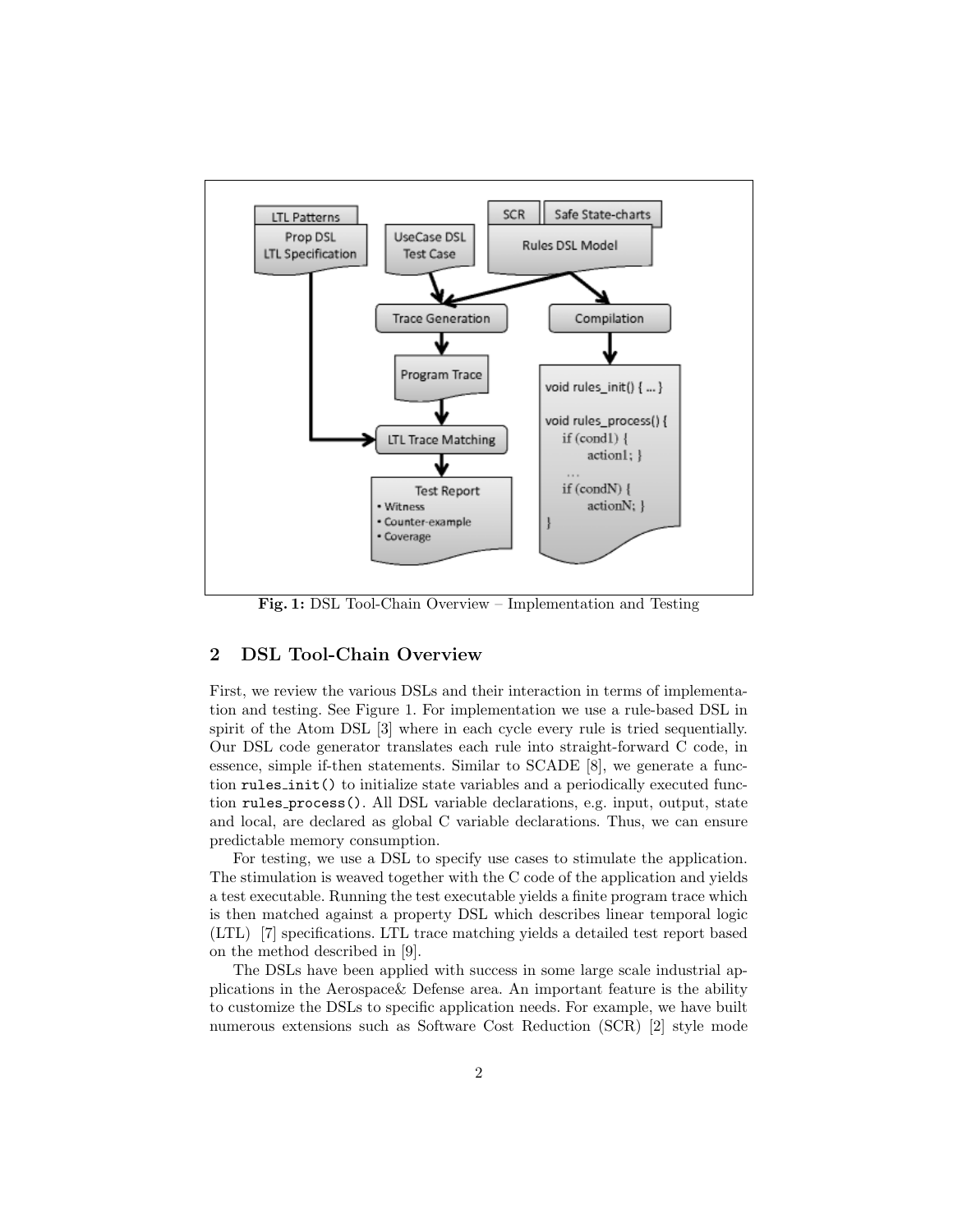Fig. 1: DSL Tool-Chain Overview – Implementation and Testing

## 2 DSL Tool-Chain Overview

First, we review the various DSLs and their interaction in terms of implementation and testing. See Figure 1. For implementation we use a rule-based DSL in spirit of the Atom DSL [3] where in each cycle every rule is tried sequentially. Our DSL code generator translates each rule into straight-forward C code, in essence, simple if-then statements. Similar to SCADE [8], we generate a function `rules_init()` to initialize state variables and a periodically executed function `rules_process()`. All DSL variable declarations, e.g. input, output, state and local, are declared as global C variable declarations. Thus, we can ensure predictable memory consumption.

For testing, we use a DSL to specify use cases to stimulate the application. The stimulation is weaved together with the C code of the application and yields a test executable. Running the test executable yields a finite program trace which is then matched against a property DSL which describes linear temporal logic (LTL) [7] specifications. LTL trace matching yields a detailed test report based on the method described in [9].

The DSLs have been applied with success in some large scale industrial applications in the Aerospace& Defense area. An important feature is the ability to customize the DSLs to specific application needs. For example, we have built numerous extensions such as Software Cost Reduction (SCR) [2] style mode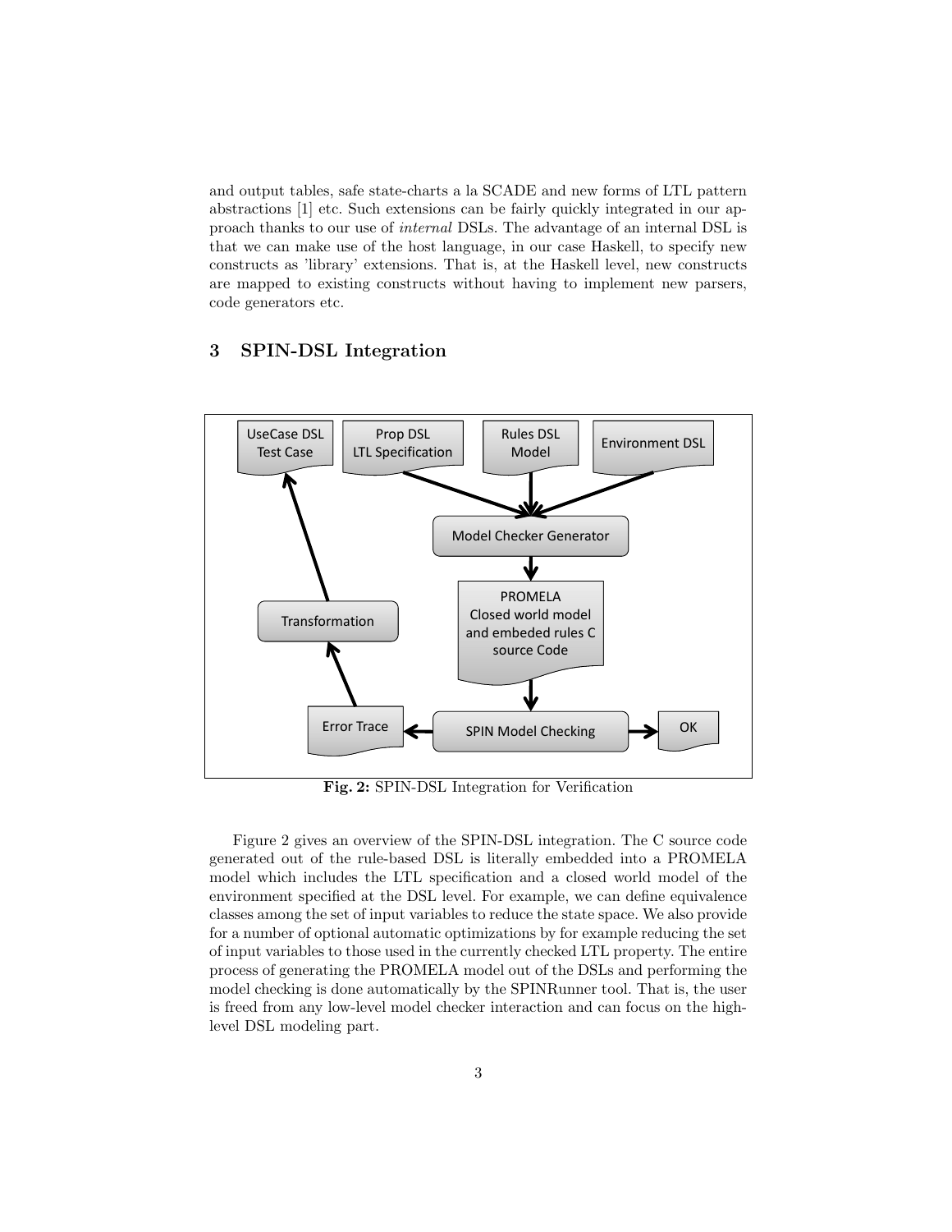and output tables, safe state-charts a la SCADE and new forms of LTL pattern abstractions [1] etc. Such extensions can be fairly quickly integrated in our approach thanks to our use of *internal* DSLs. The advantage of an internal DSL is that we can make use of the host language, in our case Haskell, to specify new constructs as 'library' extensions. That is, at the Haskell level, new constructs are mapped to existing constructs without having to implement new parsers, code generators etc.

## 3 SPIN-DSL Integration

**Fig. 2:** SPIN-DSL Integration for Verification

Figure 2 gives an overview of the SPIN-DSL integration. The C source code generated out of the rule-based DSL is literally embedded into a PROMELA model which includes the LTL specification and a closed world model of the environment specified at the DSL level. For example, we can define equivalence classes among the set of input variables to reduce the state space. We also provide for a number of optional automatic optimizations by for example reducing the set of input variables to those used in the currently checked LTL property. The entire process of generating the PROMELA model out of the DSLs and performing the model checking is done automatically by the SPINRunner tool. That is, the user is freed from any low-level model checker interaction and can focus on the high-level DSL modeling part.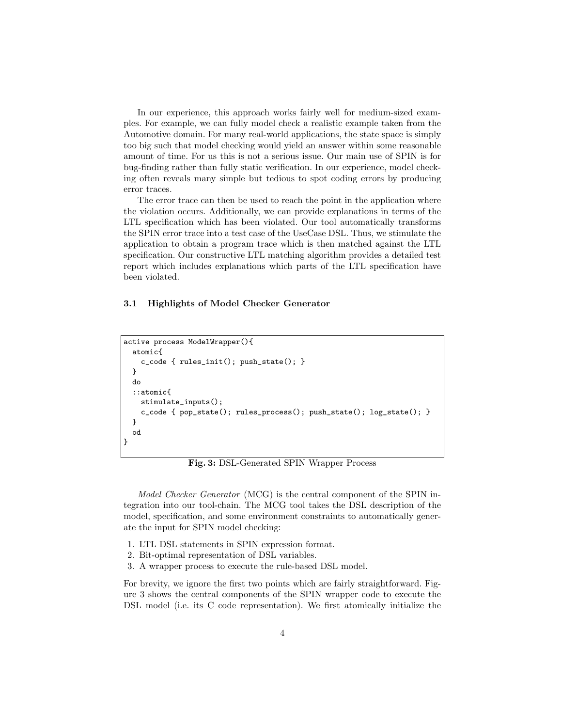In our experience, this approach works fairly well for medium-sized examples. For example, we can fully model check a realistic example taken from the Automotive domain. For many real-world applications, the state space is simply too big such that model checking would yield an answer within some reasonable amount of time. For us this is not a serious issue. Our main use of SPIN is for bug-finding rather than fully static verification. In our experience, model checking often reveals many simple but tedious to spot coding errors by producing error traces.

The error trace can then be used to reach the point in the application where the violation occurs. Additionally, we can provide explanations in terms of the LTL specification which has been violated. Our tool automatically transforms the SPIN error trace into a test case of the UseCase DSL. Thus, we stimulate the application to obtain a program trace which is then matched against the LTL specification. Our constructive LTL matching algorithm provides a detailed test report which includes explanations which parts of the LTL specification have been violated.

### 3.1 Highlights of Model Checker Generator

```
active process ModelWrapper(){
  atomic{
    c_code { rules_init(); push_state(); }
  }
  do
  ::atomic{
    stimulate_inputs();
    c_code { pop_state(); rules_process(); push_state(); log_state(); }
  }
  od
}
```

**Fig. 3:** DSL-Generated SPIN Wrapper Process

*Model Checker Generator* (MCG) is the central component of the SPIN integration into our tool-chain. The MCG tool takes the DSL description of the model, specification, and some environment constraints to automatically generate the input for SPIN model checking:

1. LTL DSL statements in SPIN expression format.
2. Bit-optimal representation of DSL variables.
3. A wrapper process to execute the rule-based DSL model.

For brevity, we ignore the first two points which are fairly straightforward. Figure 3 shows the central components of the SPIN wrapper code to execute the DSL model (i.e. its C code representation). We first atomically initialize the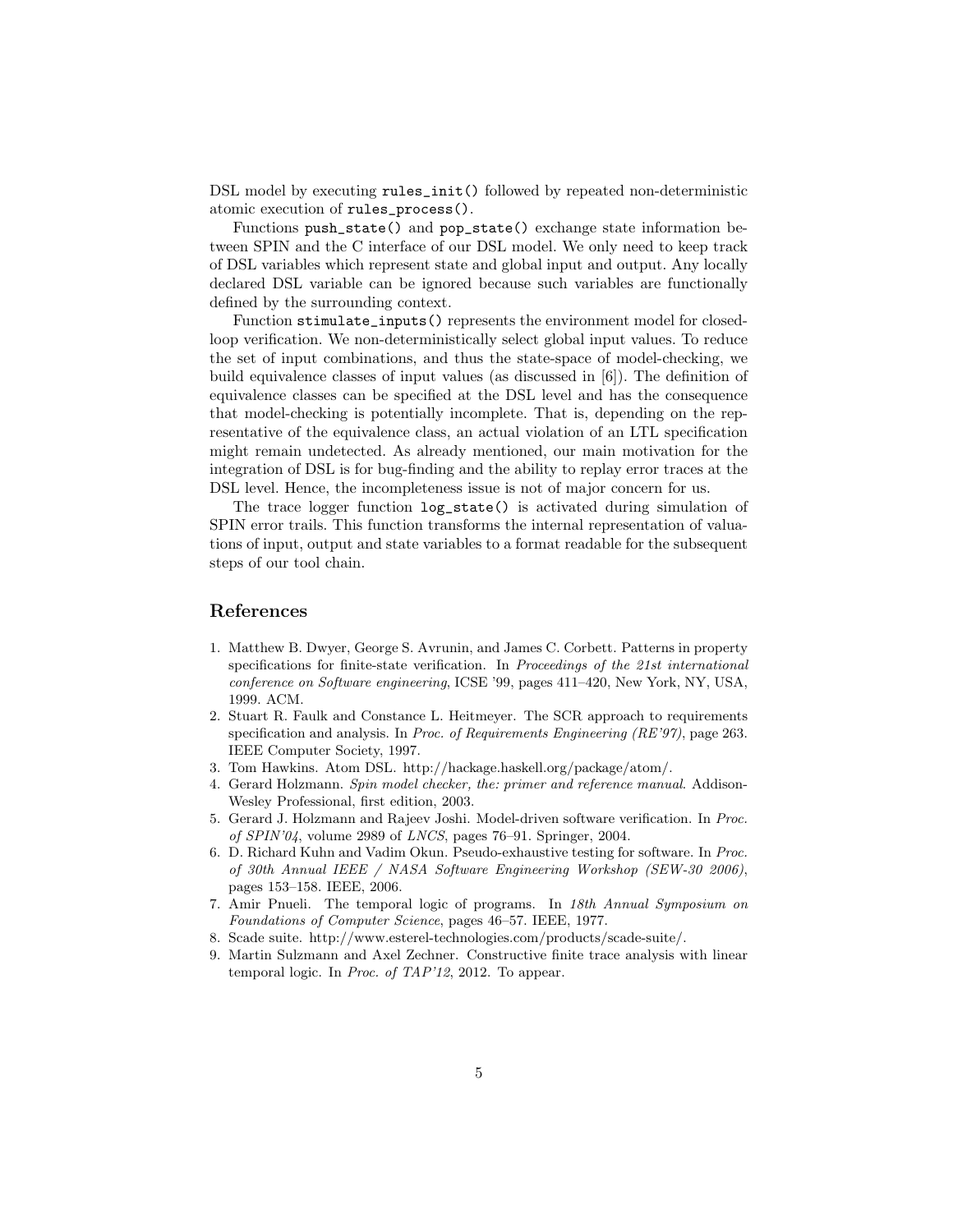DSL model by executing `rules_init()` followed by repeated non-deterministic atomic execution of `rules_process()`.

Functions `push_state()` and `pop_state()` exchange state information between SPIN and the C interface of our DSL model. We only need to keep track of DSL variables which represent state and global input and output. Any locally declared DSL variable can be ignored because such variables are functionally defined by the surrounding context.

Function `stimulate_inputs()` represents the environment model for closed-loop verification. We non-deterministically select global input values. To reduce the set of input combinations, and thus the state-space of model-checking, we build equivalence classes of input values (as discussed in [6]). The definition of equivalence classes can be specified at the DSL level and has the consequence that model-checking is potentially incomplete. That is, depending on the representative of the equivalence class, an actual violation of an LTL specification might remain undetected. As already mentioned, our main motivation for the integration of DSL is for bug-finding and the ability to replay error traces at the DSL level. Hence, the incompleteness issue is not of major concern for us.

The trace logger function `log_state()` is activated during simulation of SPIN error trails. This function transforms the internal representation of valuations of input, output and state variables to a format readable for the subsequent steps of our tool chain.

## References

1. Matthew B. Dwyer, George S. Avrunin, and James C. Corbett. Patterns in property specifications for finite-state verification. In *Proceedings of the 21st international conference on Software engineering*, ICSE '99, pages 411–420, New York, NY, USA, 1999. ACM.
2. Stuart R. Faulk and Constance L. Heitmeyer. The SCR approach to requirements specification and analysis. In *Proc. of Requirements Engineering (RE'97)*, page 263. IEEE Computer Society, 1997.
3. Tom Hawkins. Atom DSL. http://hackage.haskell.org/package/atom/.
4. Gerard Holzmann. *Spin model checker, the: primer and reference manual*. Addison-Wesley Professional, first edition, 2003.
5. Gerard J. Holzmann and Rajeev Joshi. Model-driven software verification. In *Proc. of SPIN'04*, volume 2989 of *LNCS*, pages 76–91. Springer, 2004.
6. D. Richard Kuhn and Vadim Okun. Pseudo-exhaustive testing for software. In *Proc. of 30th Annual IEEE / NASA Software Engineering Workshop (SEW-30 2006)*, pages 153–158. IEEE, 2006.
7. Amir Pnueli. The temporal logic of programs. In *18th Annual Symposium on Foundations of Computer Science*, pages 46–57. IEEE, 1977.
8. Scade suite. http://www.esterel-technologies.com/products/scade-suite/.
9. Martin Sulzmann and Axel Zechner. Constructive finite trace analysis with linear temporal logic. In *Proc. of TAP'12*, 2012. To appear.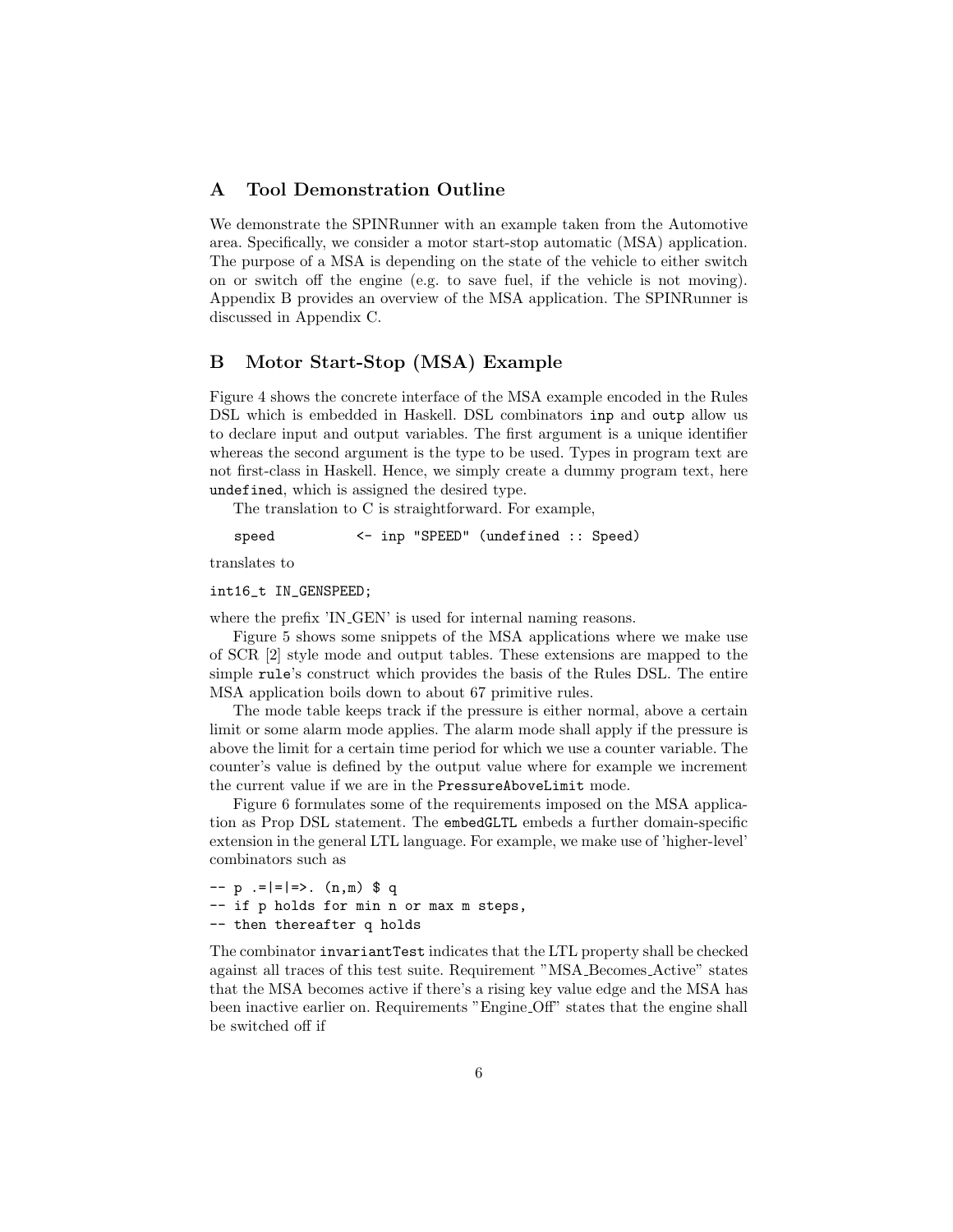## A Tool Demonstration Outline

We demonstrate the SPINRunner with an example taken from the Automotive area. Specifically, we consider a motor start-stop automatic (MSA) application. The purpose of a MSA is depending on the state of the vehicle to either switch on or switch off the engine (e.g. to save fuel, if the vehicle is not moving). Appendix B provides an overview of the MSA application. The SPINRunner is discussed in Appendix C.

## B Motor Start-Stop (MSA) Example

Figure 4 shows the concrete interface of the MSA example encoded in the Rules DSL which is embedded in Haskell. DSL combinators `inp` and `outp` allow us to declare input and output variables. The first argument is a unique identifier whereas the second argument is the type to be used. Types in program text are not first-class in Haskell. Hence, we simply create a dummy program text, here `undefined`, which is assigned the desired type.

The translation to C is straightforward. For example,

```
speed          <- inp "SPEED" (undefined :: Speed)
```

translates to

```
int16_t IN_GENSPEED;
```

where the prefix 'IN_GEN' is used for internal naming reasons.

Figure 5 shows some snippets of the MSA applications where we make use of SCR [2] style mode and output tables. These extensions are mapped to the simple `rule`'s construct which provides the basis of the Rules DSL. The entire MSA application boils down to about 67 primitive rules.

The mode table keeps track if the pressure is either normal, above a certain limit or some alarm mode applies. The alarm mode shall apply if the pressure is above the limit for a certain time period for which we use a counter variable. The counter's value is defined by the output value where for example we increment the current value if we are in the `PressureAboveLimit` mode.

Figure 6 formulates some of the requirements imposed on the MSA application as Prop DSL statement. The `embedGLTL` embeds a further domain-specific extension in the general LTL language. For example, we make use of 'higher-level' combinators such as

```
-- p .=|=|=>. (n,m) $ q
-- if p holds for min n or max m steps,
-- then thereafter q holds
```

The combinator `invariantTest` indicates that the LTL property shall be checked against all traces of this test suite. Requirement "MSA_Becomes_Active" states that the MSA becomes active if there's a rising key value edge and the MSA has been inactive earlier on. Requirements "Engine_Off" states that the engine shall be switched off if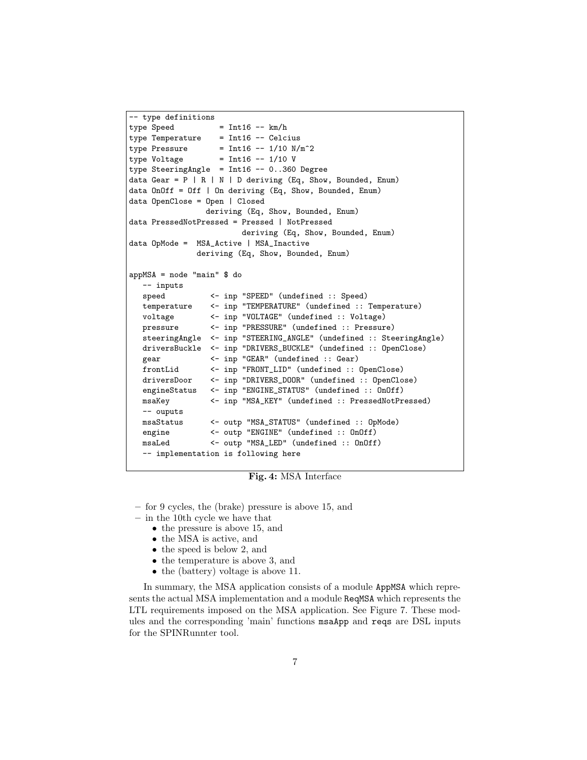```
-- type definitions
type Speed          = Int16 -- km/h
type Temperature    = Int16 -- Celcius
type Pressure       = Int16 -- 1/10 N/m^2
type Voltage        = Int16 -- 1/10 V
type SteeringAngle  = Int16 -- 0..360 Degree
data Gear = P | R | N | D deriving (Eq, Show, Bounded, Enum)
data OnOff = Off | On deriving (Eq, Show, Bounded, Enum)
data OpenClose = Open | Closed
                 deriving (Eq, Show, Bounded, Enum)
data PressedNotPressed = Pressed | NotPressed
                         deriving (Eq, Show, Bounded, Enum)
data OpMode =  MSA_Active | MSA_Inactive
               deriving (Eq, Show, Bounded, Enum)

appMSA = node "main" $ do
   -- inputs
   speed          <- inp "SPEED" (undefined :: Speed)
   temperature    <- inp "TEMPERATURE" (undefined :: Temperature)
   voltage        <- inp "VOLTAGE" (undefined :: Voltage)
   pressure       <- inp "PRESSURE" (undefined :: Pressure)
   steeringAngle  <- inp "STEERING_ANGLE" (undefined :: SteeringAngle)
   driversBuckle  <- inp "DRIVERS_BUCKLE" (undefined :: OpenClose)
   gear           <- inp "GEAR" (undefined :: Gear)
   frontLid       <- inp "FRONT_LID" (undefined :: OpenClose)
   driversDoor    <- inp "DRIVERS_DOOR" (undefined :: OpenClose)
   engineStatus   <- inp "ENGINE_STATUS" (undefined :: OnOff)
   msaKey         <- inp "MSA_KEY" (undefined :: PressedNotPressed)
   -- ouputs
   msaStatus      <- outp "MSA_STATUS" (undefined :: OpMode)
   engine         <- outp "ENGINE" (undefined :: OnOff)
   msaLed         <- outp "MSA_LED" (undefined :: OnOff)
   -- implementation is following here
```

**Fig. 4:** MSA Interface

- for 9 cycles, the (brake) pressure is above 15, and
- in the 10th cycle we have that
  - the pressure is above 15, and
  - the MSA is active, and
  - the speed is below 2, and
  - the temperature is above 3, and
  - the (battery) voltage is above 11.

In summary, the MSA application consists of a module AppMSA which represents the actual MSA implementation and a module ReqMSA which represents the LTL requirements imposed on the MSA application. See Figure 7. These modules and the corresponding 'main' functions msaApp and reqs are DSL inputs for the SPINRunnter tool.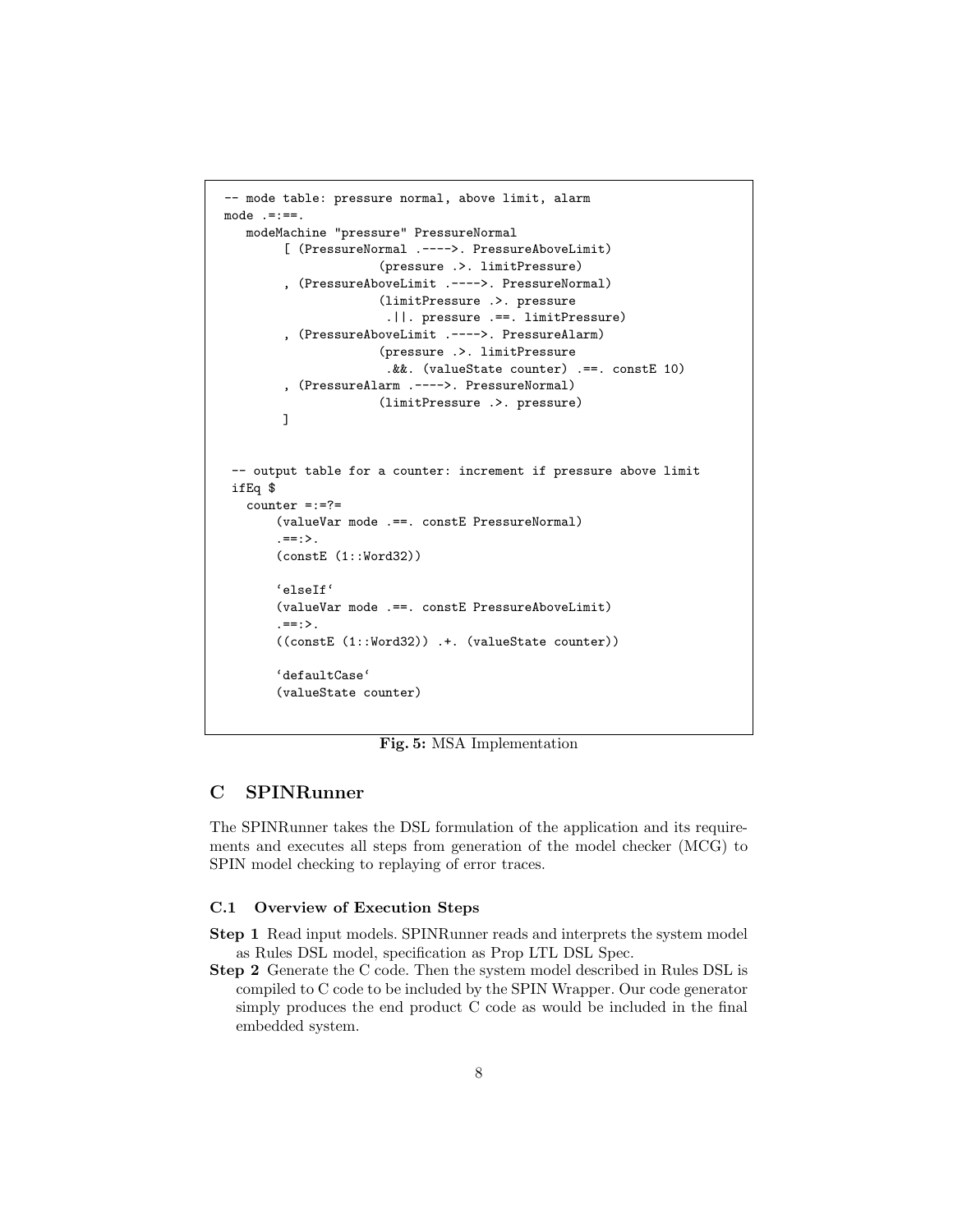```
-- mode table: pressure normal, above limit, alarm
mode .=:==.
   modeMachine "pressure" PressureNormal
        [ (PressureNormal .---->. PressureAboveLimit)
                     (pressure .>. limitPressure)
        , (PressureAboveLimit .---->. PressureNormal)
                     (limitPressure .>. pressure
                      .||. pressure .==. limitPressure)
        , (PressureAboveLimit .---->. PressureAlarm)
                     (pressure .>. limitPressure
                      .&&. (valueState counter) .==. constE 10)
        , (PressureAlarm .---->. PressureNormal)
                     (limitPressure .>. pressure)
        ]


 -- output table for a counter: increment if pressure above limit
 ifEq $
   counter =:=?=
       (valueVar mode .==. constE PressureNormal)
       .==:>.
       (constE (1::Word32))

       `elseIf`
       (valueVar mode .==. constE PressureAboveLimit)
       .==:>.
       ((constE (1::Word32)) .+. (valueState counter))

       `defaultCase`
       (valueState counter)
```

**Fig. 5:** MSA Implementation

## C SPINRunner

The SPINRunner takes the DSL formulation of the application and its requirements and executes all steps from generation of the model checker (MCG) to SPIN model checking to replaying of error traces.

### C.1 Overview of Execution Steps

**Step 1** Read input models. SPINRunner reads and interprets the system model as Rules DSL model, specification as Prop LTL DSL Spec.

**Step 2** Generate the C code. Then the system model described in Rules DSL is compiled to C code to be included by the SPIN Wrapper. Our code generator simply produces the end product C code as would be included in the final embedded system.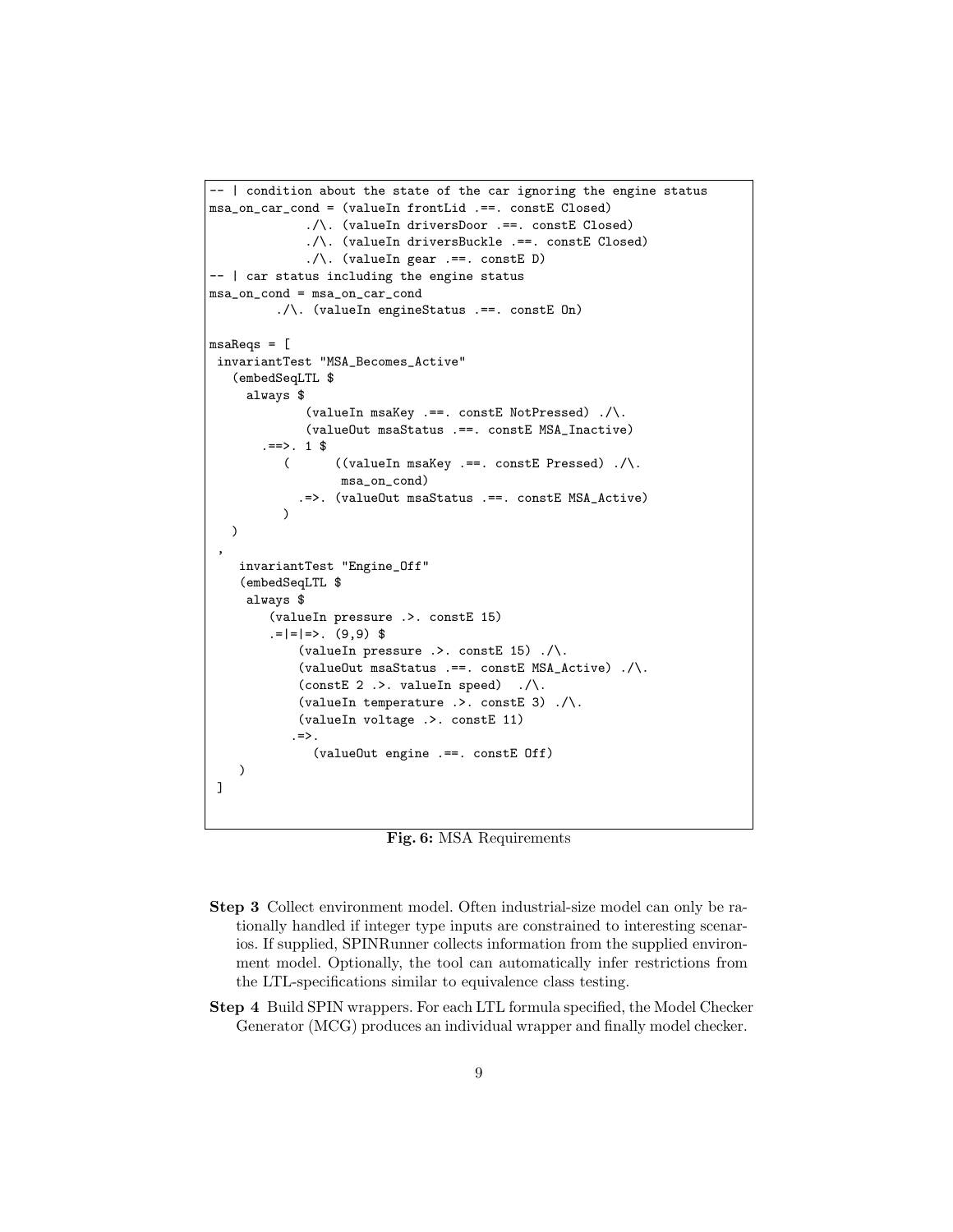```
-- | condition about the state of the car ignoring the engine status
msa_on_car_cond = (valueIn frontLid .==. constE Closed)
             ./\. (valueIn driversDoor .==. constE Closed)
             ./\. (valueIn driversBuckle .==. constE Closed)
             ./\. (valueIn gear .==. constE D)
-- | car status including the engine status
msa_on_cond = msa_on_car_cond
         ./\. (valueIn engineStatus .==. constE On)

msaReqs = [
 invariantTest "MSA_Becomes_Active"
   (embedSeqLTL $
     always $
             (valueIn msaKey .==. constE NotPressed) ./\.
             (valueOut msaStatus .==. constE MSA_Inactive)
       .==>. 1 $
          (      ((valueIn msaKey .==. constE Pressed) ./\.
                   msa_on_cond)
            .=>. (valueOut msaStatus .==. constE MSA_Active)
          )
   )
 ,
    invariantTest "Engine_Off"
    (embedSeqLTL $
     always $
        (valueIn pressure .>. constE 15)
        .=|=|=>. (9,9) $
            (valueIn pressure .>. constE 15) ./\.
            (valueOut msaStatus .==. constE MSA_Active) ./\.
            (constE 2 .>. valueIn speed)  ./\.
            (valueIn temperature .>. constE 3) ./\.
            (valueIn voltage .>. constE 11)
           .=>.
              (valueOut engine .==. constE Off)
    )
 ]
```

**Fig. 6:** MSA Requirements

**Step 3** Collect environment model. Often industrial-size model can only be rationally handled if integer type inputs are constrained to interesting scenarios. If supplied, SPINRunner collects information from the supplied environment model. Optionally, the tool can automatically infer restrictions from the LTL-specifications similar to equivalence class testing.

**Step 4** Build SPIN wrappers. For each LTL formula specified, the Model Checker Generator (MCG) produces an individual wrapper and finally model checker.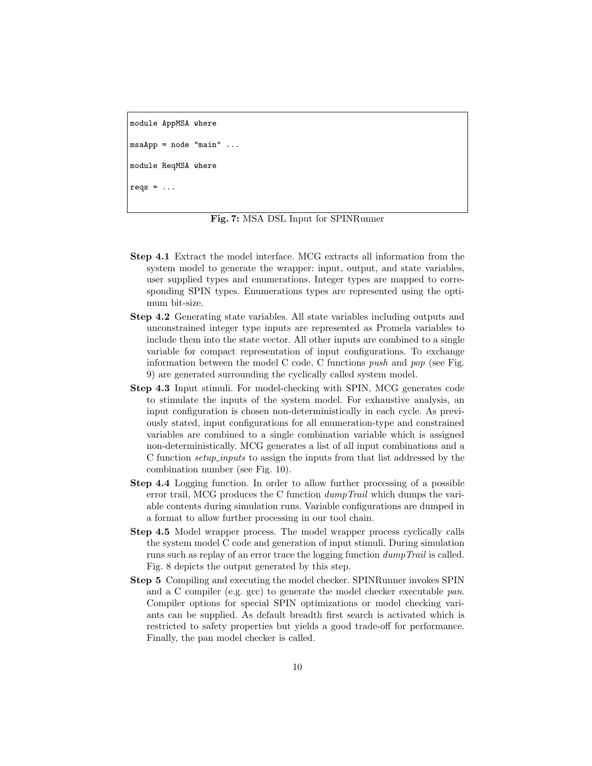```
module AppMSA where

msaApp = node "main" ...

module ReqMSA where

reqs = ...
```

**Fig. 7:** MSA DSL Input for SPINRunner

**Step 4.1** Extract the model interface. MCG extracts all information from the system model to generate the wrapper: input, output, and state variables, user supplied types and enumerations. Integer types are mapped to corresponding SPIN types. Enumerations types are represented using the optimum bit-size.

**Step 4.2** Generating state variables. All state variables including outputs and unconstrained integer type inputs are represented as Promela variables to include them into the state vector. All other inputs are combined to a single variable for compact representation of input configurations. To exchange information between the model C code, C functions *push* and *pop* (see Fig. 9) are generated surrounding the cyclically called system model.

**Step 4.3** Input stimuli. For model-checking with SPIN, MCG generates code to stimulate the inputs of the system model. For exhaustive analysis, an input configuration is chosen non-deterministically in each cycle. As previously stated, input configurations for all enumeration-type and constrained variables are combined to a single combination variable which is assigned non-deterministically. MCG generates a list of all input combinations and a C function *setup_inputs* to assign the inputs from that list addressed by the combination number (see Fig. 10).

**Step 4.4** Logging function. In order to allow further processing of a possible error trail, MCG produces the C function *dumpTrail* which dumps the variable contents during simulation runs. Variable configurations are dumped in a format to allow further processing in our tool chain.

**Step 4.5** Model wrapper process. The model wrapper process cyclically calls the system model C code and generation of input stimuli. During simulation runs such as replay of an error trace the logging function *dumpTrail* is called. Fig. 8 depicts the output generated by this step.

**Step 5** Compiling and executing the model checker. SPINRunner invokes SPIN and a C compiler (e.g. gcc) to generate the model checker executable *pan*. Compiler options for special SPIN optimizations or model checking variants can be supplied. As default breadth first search is activated which is restricted to safety properties but yields a good trade-off for performance. Finally, the pan model checker is called.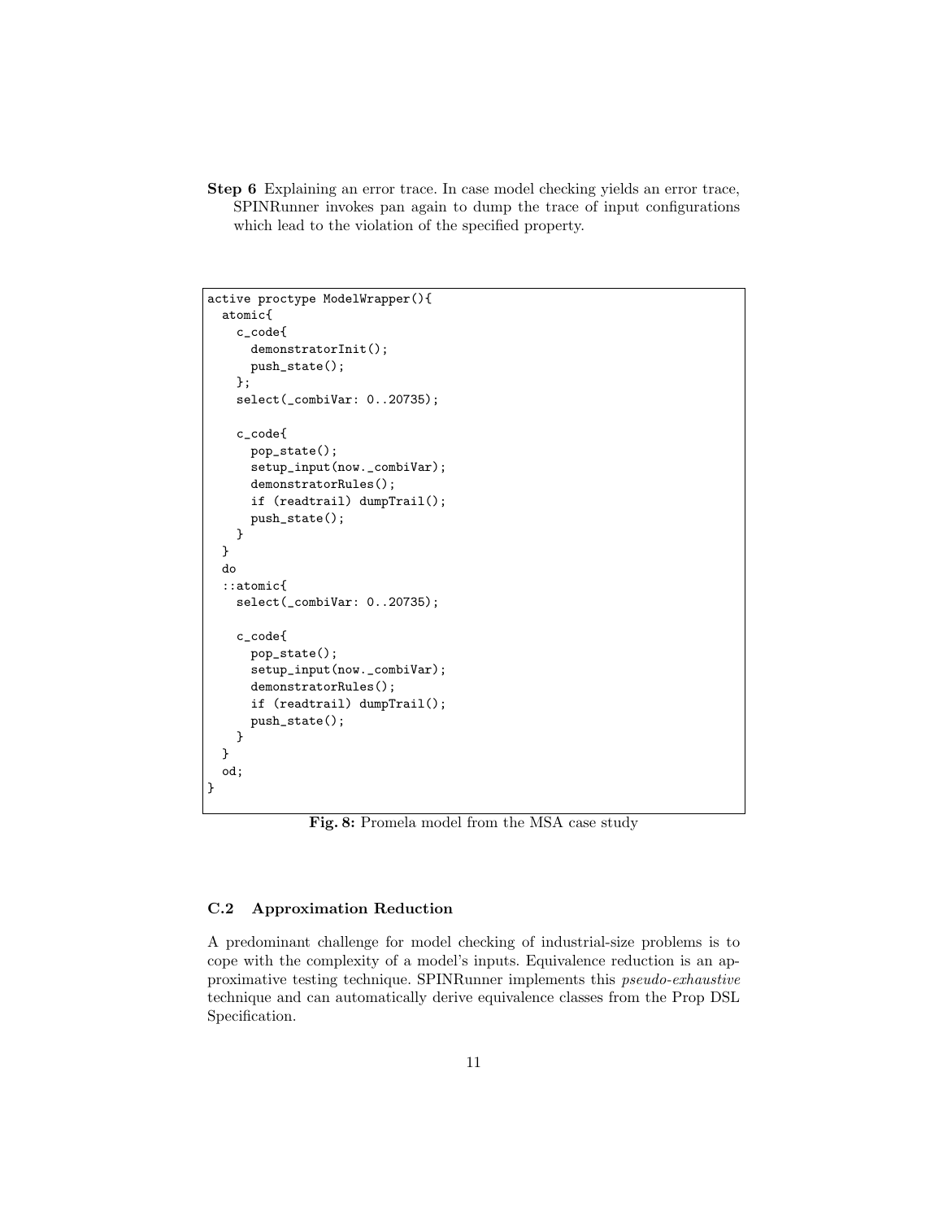**Step 6** Explaining an error trace. In case model checking yields an error trace, SPINRunner invokes pan again to dump the trace of input configurations which lead to the violation of the specified property.

```
active proctype ModelWrapper(){
  atomic{
    c_code{
      demonstratorInit();
      push_state();
    };
    select(_combiVar: 0..20735);

    c_code{
      pop_state();
      setup_input(now._combiVar);
      demonstratorRules();
      if (readtrail) dumpTrail();
      push_state();
    }
  }
  do
  ::atomic{
    select(_combiVar: 0..20735);

    c_code{
      pop_state();
      setup_input(now._combiVar);
      demonstratorRules();
      if (readtrail) dumpTrail();
      push_state();
    }
  }
  od;
}
```

**Fig. 8:** Promela model from the MSA case study

### C.2 Approximation Reduction

A predominant challenge for model checking of industrial-size problems is to cope with the complexity of a model's inputs. Equivalence reduction is an approximative testing technique. SPINRunner implements this *pseudo-exhaustive* technique and can automatically derive equivalence classes from the Prop DSL Specification.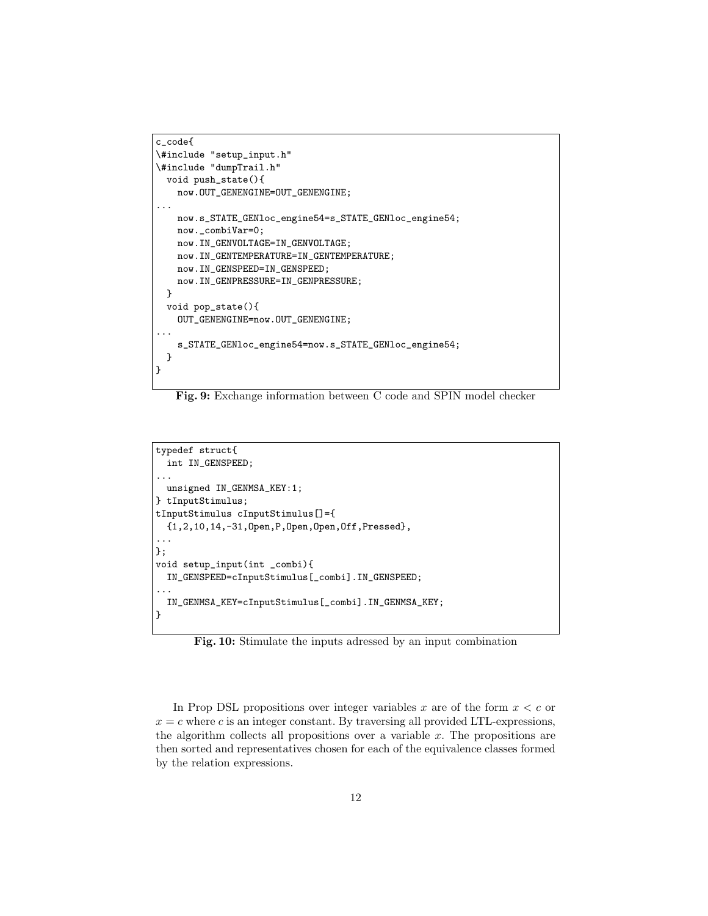```
c_code{
\#include "setup_input.h"
\#include "dumpTrail.h"
  void push_state(){
    now.OUT_GENENGINE=OUT_GENENGINE;
...
    now.s_STATE_GENloc_engine54=s_STATE_GENloc_engine54;
    now._combiVar=0;
    now.IN_GENVOLTAGE=IN_GENVOLTAGE;
    now.IN_GENTEMPERATURE=IN_GENTEMPERATURE;
    now.IN_GENSPEED=IN_GENSPEED;
    now.IN_GENPRESSURE=IN_GENPRESSURE;
  }
  void pop_state(){
    OUT_GENENGINE=now.OUT_GENENGINE;
...
    s_STATE_GENloc_engine54=now.s_STATE_GENloc_engine54;
  }
}
```

**Fig. 9:** Exchange information between C code and SPIN model checker

```
typedef struct{
  int IN_GENSPEED;
...
  unsigned IN_GENMSA_KEY:1;
} tInputStimulus;
tInputStimulus cInputStimulus[]={
  {1,2,10,14,-31,Open,P,Open,Open,Off,Pressed},
...
};
void setup_input(int _combi){
  IN_GENSPEED=cInputStimulus[_combi].IN_GENSPEED;
...
  IN_GENMSA_KEY=cInputStimulus[_combi].IN_GENMSA_KEY;
}
```

**Fig. 10:** Stimulate the inputs adressed by an input combination

In Prop DSL propositions over integer variables $x$ are of the form $x < c$ or $x = c$ where $c$ is an integer constant. By traversing all provided LTL-expressions, the algorithm collects all propositions over a variable $x$. The propositions are then sorted and representatives chosen for each of the equivalence classes formed by the relation expressions.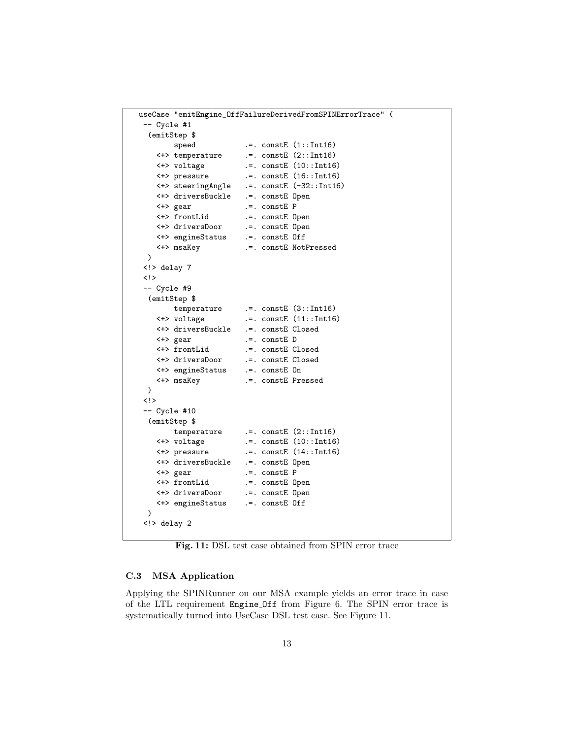```
useCase "emitEngine_OffFailureDerivedFromSPINErrorTrace" (
 -- Cycle #1
  (emitStep $
       speed           .=. constE (1::Int16)
    <+> temperature     .=. constE (2::Int16)
    <+> voltage         .=. constE (10::Int16)
    <+> pressure        .=. constE (16::Int16)
    <+> steeringAngle   .=. constE (-32::Int16)
    <+> driversBuckle   .=. constE Open
    <+> gear            .=. constE P
    <+> frontLid        .=. constE Open
    <+> driversDoor     .=. constE Open
    <+> engineStatus    .=. constE Off
    <+> msaKey          .=. constE NotPressed
  )
 <!> delay 7
 <!>
 -- Cycle #9
  (emitStep $
       temperature     .=. constE (3::Int16)
    <+> voltage         .=. constE (11::Int16)
    <+> driversBuckle   .=. constE Closed
    <+> gear            .=. constE D
    <+> frontLid        .=. constE Closed
    <+> driversDoor     .=. constE Closed
    <+> engineStatus    .=. constE On
    <+> msaKey          .=. constE Pressed
  )
 <!>
 -- Cycle #10
  (emitStep $
       temperature     .=. constE (2::Int16)
    <+> voltage         .=. constE (10::Int16)
    <+> pressure        .=. constE (14::Int16)
    <+> driversBuckle   .=. constE Open
    <+> gear            .=. constE P
    <+> frontLid        .=. constE Open
    <+> driversDoor     .=. constE Open
    <+> engineStatus    .=. constE Off
  )
 <!> delay 2
```

**Fig. 11:** DSL test case obtained from SPIN error trace

### C.3 MSA Application

Applying the SPINRunner on our MSA example yields an error trace in case of the LTL requirement `Engine_Off` from Figure 6. The SPIN error trace is systematically turned into UseCase DSL test case. See Figure 11.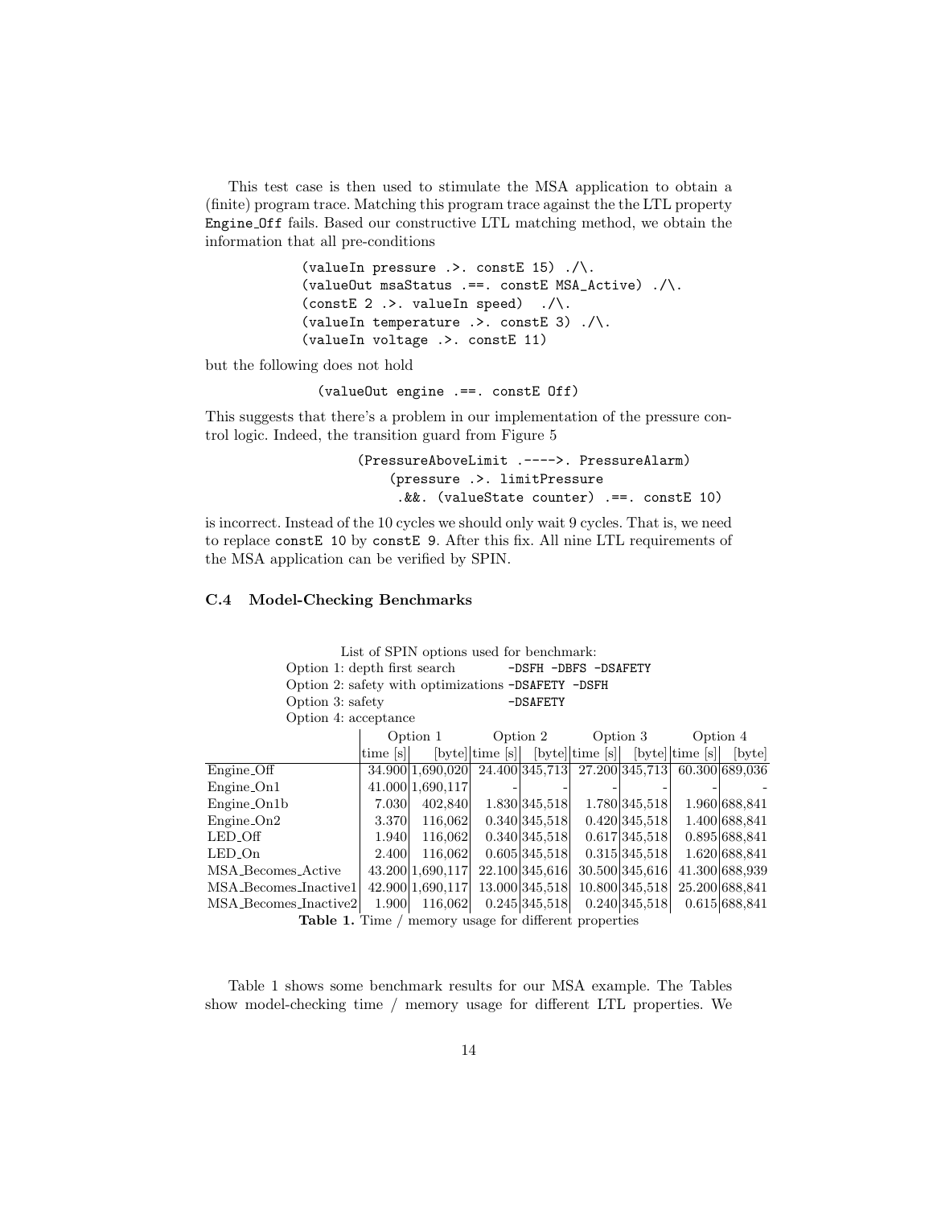This test case is then used to stimulate the MSA application to obtain a (finite) program trace. Matching this program trace against the the LTL property `Engine_Off` fails. Based our constructive LTL matching method, we obtain the information that all pre-conditions

```
(valueIn pressure .>. constE 15) ./\.
(valueOut msaStatus .==. constE MSA_Active) ./\.
(constE 2 .>. valueIn speed)  ./\.
(valueIn temperature .>. constE 3) ./\.
(valueIn voltage .>. constE 11)
```

but the following does not hold

```
(valueOut engine .==. constE Off)
```

This suggests that there's a problem in our implementation of the pressure control logic. Indeed, the transition guard from Figure 5

```
(PressureAboveLimit .---->. PressureAlarm)
    (pressure .>. limitPressure
     .&&. (valueState counter) .==. constE 10)
```

is incorrect. Instead of the 10 cycles we should only wait 9 cycles. That is, we need to replace `constE 10` by `constE 9`. After this fix. All nine LTL requirements of the MSA application can be verified by SPIN.

### C.4 Model-Checking Benchmarks

List of SPIN options used for benchmark:
Option 1: depth first search `-DSFH -DBFS -DSAFETY`
Option 2: safety with optimizations `-DSAFETY -DSFH`
Option 3: safety `-DSAFETY`
Option 4: acceptance

| | Option 1 | | Option 2 | | Option 3 | | Option 4 | |
|---|---|---|---|---|---|---|---|---|
| | time [s] | [byte] | time [s] | [byte] | time [s] | [byte] | time [s] | [byte] |
| Engine_Off | 34.900 | 1,690,020 | 24.400 | 345,713 | 27.200 | 345,713 | 60.300 | 689,036 |
| Engine_On1 | 41.000 | 1,690,117 | - | - | - | - | - | - |
| Engine_On1b | 7.030 | 402,840 | 1.830 | 345,518 | 1.780 | 345,518 | 1.960 | 688,841 |
| Engine_On2 | 3.370 | 116,062 | 0.340 | 345,518 | 0.420 | 345,518 | 1.400 | 688,841 |
| LED_Off | 1.940 | 116,062 | 0.340 | 345,518 | 0.617 | 345,518 | 0.895 | 688,841 |
| LED_On | 2.400 | 116,062 | 0.605 | 345,518 | 0.315 | 345,518 | 1.620 | 688,841 |
| MSA_Becomes_Active | 43.200 | 1,690,117 | 22.100 | 345,616 | 30.500 | 345,616 | 41.300 | 688,939 |
| MSA_Becomes_Inactive1 | 42.900 | 1,690,117 | 13.000 | 345,518 | 10.800 | 345,518 | 25.200 | 688,841 |
| MSA_Becomes_Inactive2 | 1.900 | 116,062 | 0.245 | 345,518 | 0.240 | 345,518 | 0.615 | 688,841 |

**Table 1.** Time / memory usage for different properties

Table 1 shows some benchmark results for our MSA example. The Tables show model-checking time / memory usage for different LTL properties. We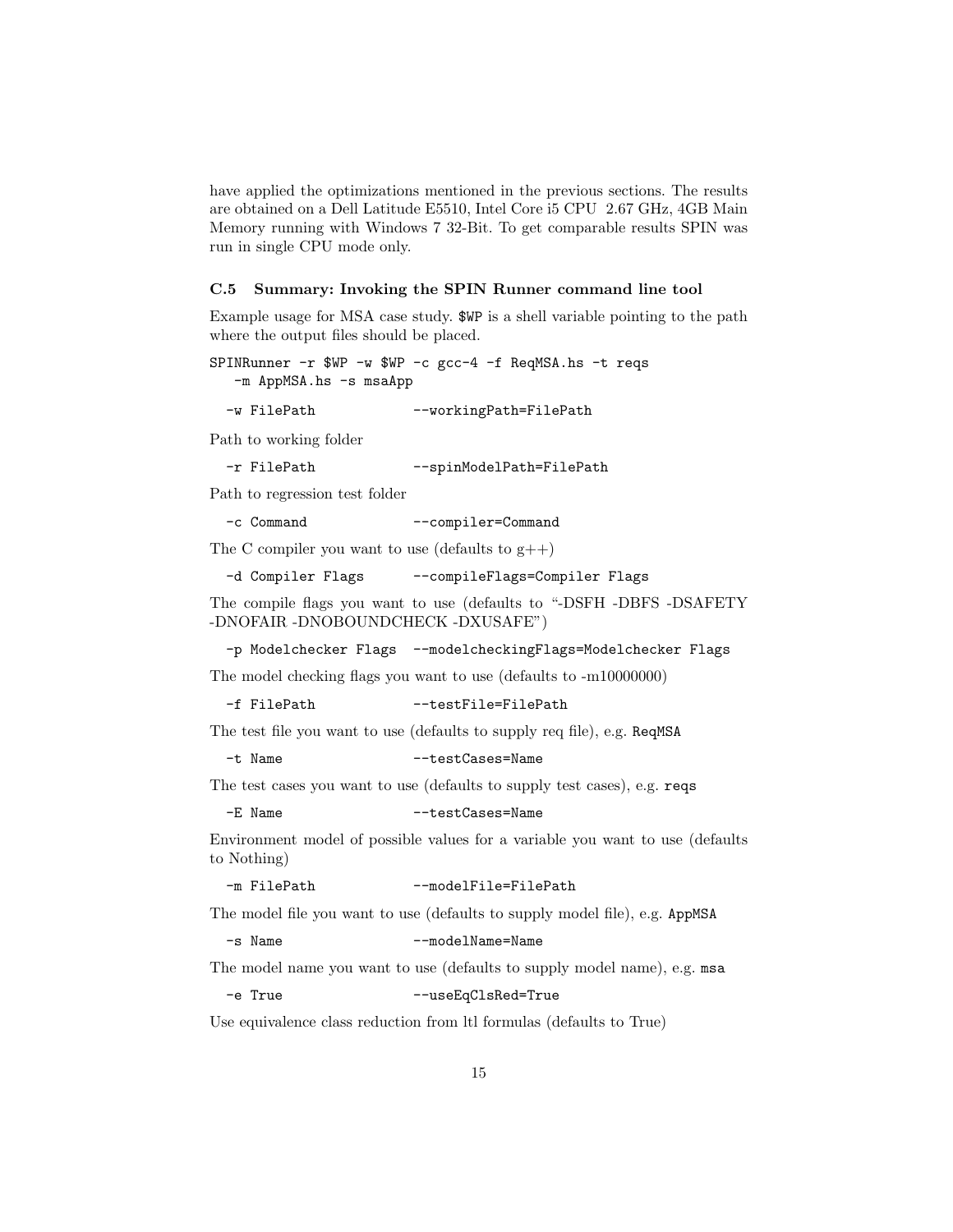have applied the optimizations mentioned in the previous sections. The results are obtained on a Dell Latitude E5510, Intel Core i5 CPU 2.67 GHz, 4GB Main Memory running with Windows 7 32-Bit. To get comparable results SPIN was run in single CPU mode only.

### C.5 Summary: Invoking the SPIN Runner command line tool

Example usage for MSA case study. `$WP` is a shell variable pointing to the path where the output files should be placed.

```
SPINRunner -r $WP -w $WP -c gcc-4 -f ReqMSA.hs -t reqs
   -m AppMSA.hs -s msaApp
```

```
  -w FilePath            --workingPath=FilePath
```

Path to working folder

```
  -r FilePath            --spinModelPath=FilePath
```

Path to regression test folder

```
  -c Command             --compiler=Command
```

The C compiler you want to use (defaults to g++)

```
  -d Compiler Flags      --compileFlags=Compiler Flags
```

The compile flags you want to use (defaults to "-DSFH -DBFS -DSAFETY -DNOFAIR -DNOBOUNDCHECK -DXUSAFE")

```
  -p Modelchecker Flags  --modelcheckingFlags=Modelchecker Flags
```

The model checking flags you want to use (defaults to -m10000000)

```
  -f FilePath            --testFile=FilePath
```

The test file you want to use (defaults to supply req file), e.g. `ReqMSA`

```
  -t Name                --testCases=Name
```

The test cases you want to use (defaults to supply test cases), e.g. `reqs`

```
  -E Name                --testCases=Name
```

Environment model of possible values for a variable you want to use (defaults to Nothing)

```
  -m FilePath            --modelFile=FilePath
```

The model file you want to use (defaults to supply model file), e.g. `AppMSA`

```
  -s Name                --modelName=Name
```

The model name you want to use (defaults to supply model name), e.g. `msa`

```
  -e True                --useEqClsRed=True
```

Use equivalence class reduction from ltl formulas (defaults to True)